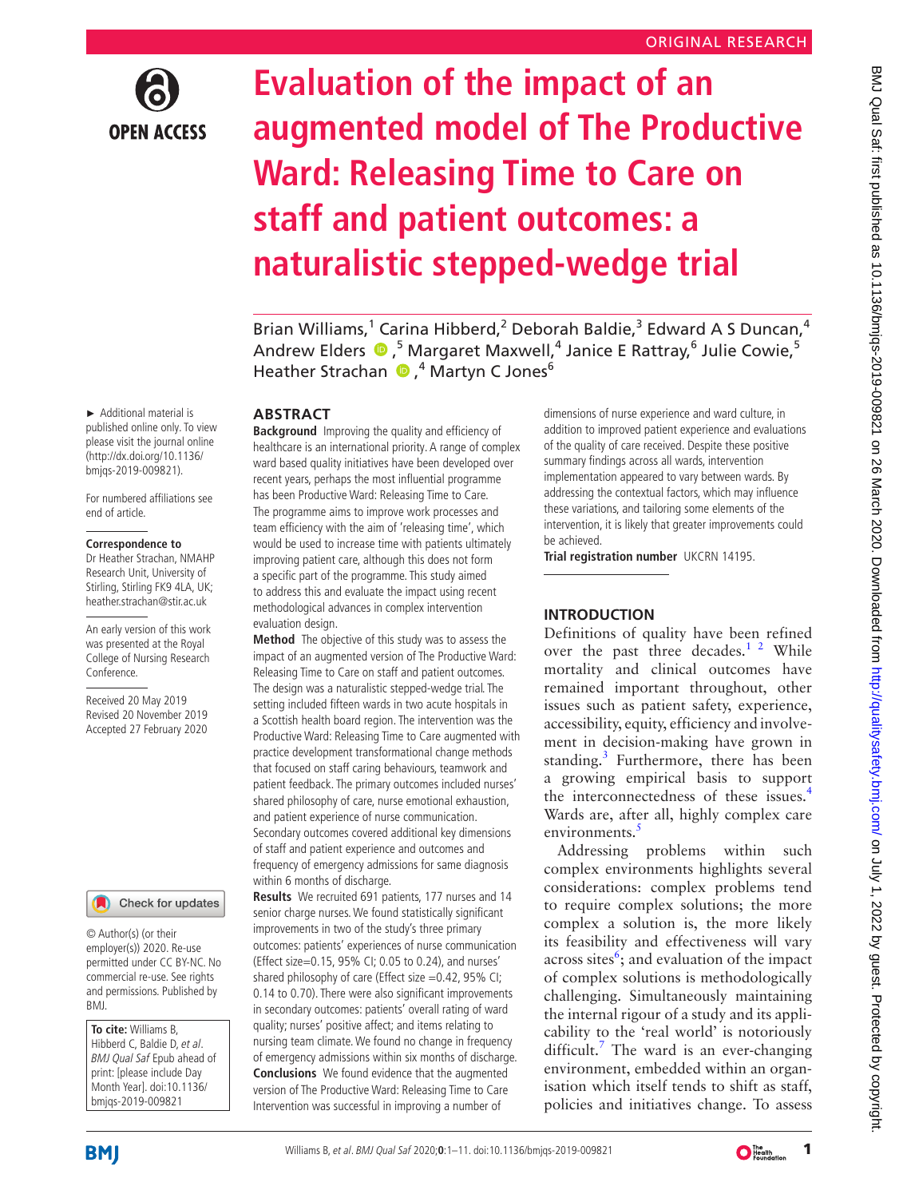ORIGINAL RESEARCH

# Evaluation of the impact of an augmented model of The Productive Ward: Releasing Time to Care on staff and patient outcomes: a naturalistic stepped-wedge trial

Brian Williams,[1] Carina Hibberd,[2] Deborah Baldie,[3] Edward A S Duncan,[4] Andrew Elders,[5] Margaret Maxwell,[4] Janice E Rattray,[6] Julie Cowie,[5] Heather Strachan,[4] Martyn C Jones[6]

► Additional material is published online only. To view please visit the journal online (http://dx.doi.org/10.1136/bmjqs-2019-009821).

For numbered affiliations see end of article.

**Correspondence to**
Dr Heather Strachan, NMAHP Research Unit, University of Stirling, Stirling FK9 4LA, UK; heather.strachan@stir.ac.uk

An early version of this work was presented at the Royal College of Nursing Research Conference.

Received 20 May 2019
Revised 20 November 2019
Accepted 27 February 2020

© Author(s) (or their employer(s)) 2020. Re-use permitted under CC BY-NC. No commercial re-use. See rights and permissions. Published by BMJ.

**To cite:** Williams B, Hibberd C, Baldie D, *et al*. *BMJ Qual Saf* Epub ahead of print: [please include Day Month Year]. doi:10.1136/bmjqs-2019-009821

## ABSTRACT

**Background** Improving the quality and efficiency of healthcare is an international priority. A range of complex ward based quality initiatives have been developed over recent years, perhaps the most influential programme has been Productive Ward: Releasing Time to Care. The programme aims to improve work processes and team efficiency with the aim of 'releasing time', which would be used to increase time with patients ultimately improving patient care, although this does not form a specific part of the programme. This study aimed to address this and evaluate the impact using recent methodological advances in complex intervention evaluation design.

**Method** The objective of this study was to assess the impact of an augmented version of The Productive Ward: Releasing Time to Care on staff and patient outcomes. The design was a naturalistic stepped-wedge trial. The setting included fifteen wards in two acute hospitals in a Scottish health board region. The intervention was the Productive Ward: Releasing Time to Care augmented with practice development transformational change methods that focused on staff caring behaviours, teamwork and patient feedback. The primary outcomes included nurses' shared philosophy of care, nurse emotional exhaustion, and patient experience of nurse communication. Secondary outcomes covered additional key dimensions of staff and patient experience and outcomes and frequency of emergency admissions for same diagnosis within 6 months of discharge.

**Results** We recruited 691 patients, 177 nurses and 14 senior charge nurses. We found statistically significant improvements in two of the study's three primary outcomes: patients' experiences of nurse communication (Effect size=0.15, 95% CI; 0.05 to 0.24), and nurses' shared philosophy of care (Effect size =0.42, 95% CI; 0.14 to 0.70). There were also significant improvements in secondary outcomes: patients' overall rating of ward quality; nurses' positive affect; and items relating to nursing team climate. We found no change in frequency of emergency admissions within six months of discharge.

**Conclusions** We found evidence that the augmented version of The Productive Ward: Releasing Time to Care Intervention was successful in improving a number of dimensions of nurse experience and ward culture, in addition to improved patient experience and evaluations of the quality of care received. Despite these positive summary findings across all wards, intervention implementation appeared to vary between wards. By addressing the contextual factors, which may influence these variations, and tailoring some elements of the intervention, it is likely that greater improvements could be achieved.

**Trial registration number** UKCRN 14195.

## INTRODUCTION

Definitions of quality have been refined over the past three decades.[1,2] While mortality and clinical outcomes have remained important throughout, other issues such as patient safety, experience, accessibility, equity, efficiency and involvement in decision-making have grown in standing.[3] Furthermore, there has been a growing empirical basis to support the interconnectedness of these issues.[4] Wards are, after all, highly complex care environments.[5]

Addressing problems within such complex environments highlights several considerations: complex problems tend to require complex solutions; the more complex a solution is, the more likely its feasibility and effectiveness will vary across sites[6]; and evaluation of the impact of complex solutions is methodologically challenging. Simultaneously maintaining the internal rigour of a study and its applicability to the 'real world' is notoriously difficult.[7] The ward is an ever-changing environment, embedded within an organisation which itself tends to shift as staff, policies and initiatives change. To assess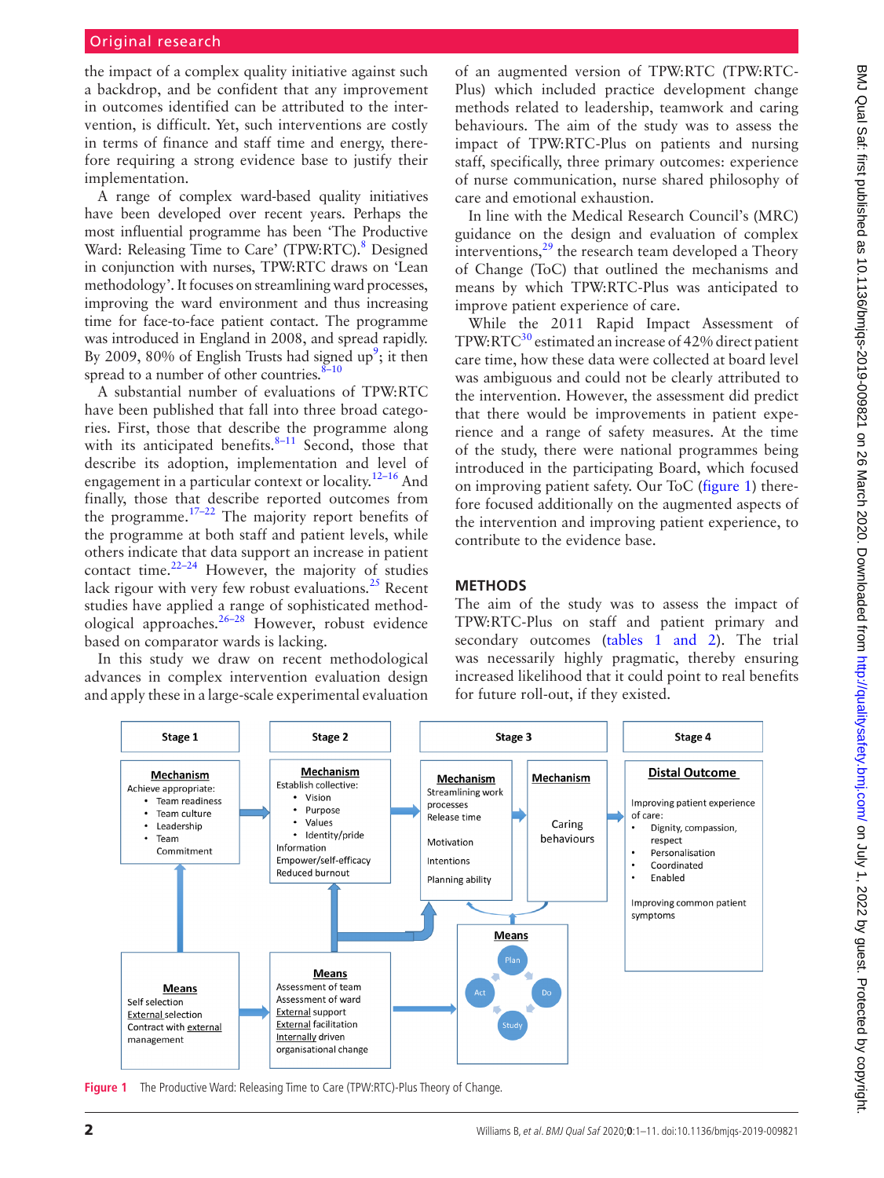the impact of a complex quality initiative against such a backdrop, and be confident that any improvement in outcomes identified can be attributed to the intervention, is difficult. Yet, such interventions are costly in terms of finance and staff time and energy, therefore requiring a strong evidence base to justify their implementation.

A range of complex ward-based quality initiatives have been developed over recent years. Perhaps the most influential programme has been 'The Productive Ward: Releasing Time to Care' (TPW:RTC).[8] Designed in conjunction with nurses, TPW:RTC draws on 'Lean methodology'. It focuses on streamlining ward processes, improving the ward environment and thus increasing time for face-to-face patient contact. The programme was introduced in England in 2008, and spread rapidly. By 2009, 80% of English Trusts had signed up[9]; it then spread to a number of other countries.[8–10]

A substantial number of evaluations of TPW:RTC have been published that fall into three broad categories. First, those that describe the programme along with its anticipated benefits.[8–11] Second, those that describe its adoption, implementation and level of engagement in a particular context or locality.[12–16] And finally, those that describe reported outcomes from the programme.[17–22] The majority report benefits of the programme at both staff and patient levels, while others indicate that data support an increase in patient contact time.[22–24] However, the majority of studies lack rigour with very few robust evaluations.[25] Recent studies have applied a range of sophisticated methodological approaches.[26–28] However, robust evidence based on comparator wards is lacking.

In this study we draw on recent methodological advances in complex intervention evaluation design and apply these in a large-scale experimental evaluation of an augmented version of TPW:RTC (TPW:RTC-Plus) which included practice development change methods related to leadership, teamwork and caring behaviours. The aim of the study was to assess the impact of TPW:RTC-Plus on patients and nursing staff, specifically, three primary outcomes: experience of nurse communication, nurse shared philosophy of care and emotional exhaustion.

In line with the Medical Research Council's (MRC) guidance on the design and evaluation of complex interventions,[29] the research team developed a Theory of Change (ToC) that outlined the mechanisms and means by which TPW:RTC-Plus was anticipated to improve patient experience of care.

While the 2011 Rapid Impact Assessment of TPW:RTC[30] estimated an increase of 42% direct patient care time, how these data were collected at board level was ambiguous and could not be clearly attributed to the intervention. However, the assessment did predict that there would be improvements in patient experience and a range of safety measures. At the time of the study, there were national programmes being introduced in the participating Board, which focused on improving patient safety. Our ToC (figure 1) therefore focused additionally on the augmented aspects of the intervention and improving patient experience, to contribute to the evidence base.

## METHODS

The aim of the study was to assess the impact of TPW:RTC-Plus on staff and patient primary and secondary outcomes (tables 1 and 2). The trial was necessarily highly pragmatic, thereby ensuring increased likelihood that it could point to real benefits for future roll-out, if they existed.

**Stage 1**

**Mechanism**
Achieve appropriate:
- Team readiness
- Team culture
- Leadership
- Team Commitment

**Means**
Self selection
External selection
Contract with external management

**Stage 2**

**Mechanism**
Establish collective:
- Vision
- Purpose
- Values
- Identity/pride

Information
Empower/self-efficacy
Reduced burnout

**Means**
Assessment of team
Assessment of ward
External support
External facilitation
Internally driven organisational change

**Stage 3**

**Mechanism**
Streamlining work processes
Release time
Motivation
Intentions
Planning ability

**Mechanism**
Caring behaviours

**Means**
Plan → Do → Study → Act

**Stage 4**

**Distal Outcome**
Improving patient experience of care:
- Dignity, compassion, respect
- Personalisation
- Coordinated
- Enabled

Improving common patient symptoms

Figure 1 The Productive Ward: Releasing Time to Care (TPW:RTC)-Plus Theory of Change.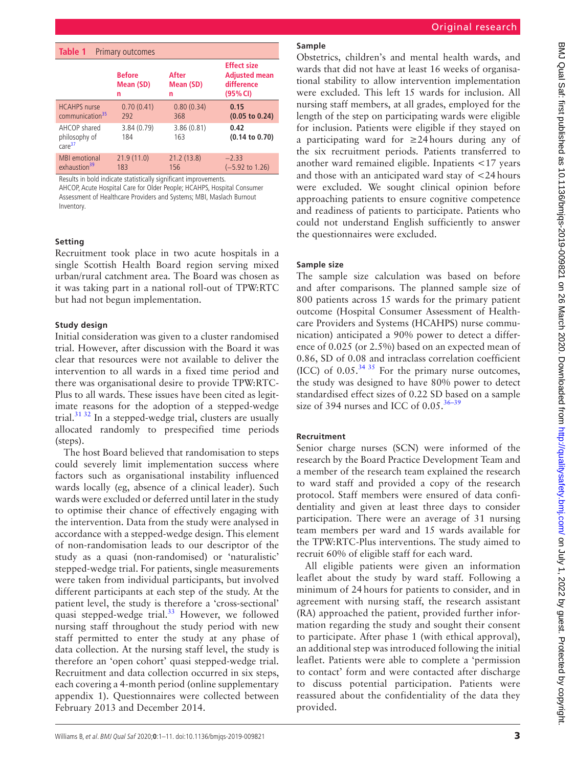**Table 1** Primary outcomes

| | Before Mean (SD) n | After Mean (SD) n | Effect size Adjusted mean difference (95% CI) |
|---|---|---|---|
| HCAHPS nurse communication[35] | 0.70 (0.41) 292 | 0.80 (0.34) 368 | **0.15 (0.05 to 0.24)** |
| AHCOP shared philosophy of care[37] | 3.84 (0.79) 184 | 3.86 (0.81) 163 | **0.42 (0.14 to 0.70)** |
| MBI emotional exhaustion[39] | 21.9 (11.0) 183 | 21.2 (13.8) 156 | −2.33 (−5.92 to 1.26) |

Results in bold indicate statistically significant improvements.
AHCOP, Acute Hospital Care for Older People; HCAHPS, Hospital Consumer Assessment of Healthcare Providers and Systems; MBI, Maslach Burnout Inventory.

### Setting

Recruitment took place in two acute hospitals in a single Scottish Health Board region serving mixed urban/rural catchment area. The Board was chosen as it was taking part in a national roll-out of TPW:RTC but had not begun implementation.

### Study design

Initial consideration was given to a cluster randomised trial. However, after discussion with the Board it was clear that resources were not available to deliver the intervention to all wards in a fixed time period and there was organisational desire to provide TPW:RTC-Plus to all wards. These issues have been cited as legitimate reasons for the adoption of a stepped-wedge trial.[31 32] In a stepped-wedge trial, clusters are usually allocated randomly to prespecified time periods (steps).

The host Board believed that randomisation to steps could severely limit implementation success where factors such as organisational instability influenced wards locally (eg, absence of a clinical leader). Such wards were excluded or deferred until later in the study to optimise their chance of effectively engaging with the intervention. Data from the study were analysed in accordance with a stepped-wedge design. This element of non-randomisation leads to our descriptor of the study as a quasi (non-randomised) or 'naturalistic' stepped-wedge trial. For patients, single measurements were taken from individual participants, but involved different participants at each step of the study. At the patient level, the study is therefore a 'cross-sectional' quasi stepped-wedge trial.[33] However, we followed nursing staff throughout the study period with new staff permitted to enter the study at any phase of data collection. At the nursing staff level, the study is therefore an 'open cohort' quasi stepped-wedge trial. Recruitment and data collection occurred in six steps, each covering a 4-month period (online supplementary appendix 1). Questionnaires were collected between February 2013 and December 2014.

### Sample

Obstetrics, children's and mental health wards, and wards that did not have at least 16 weeks of organisational stability to allow intervention implementation were excluded. This left 15 wards for inclusion. All nursing staff members, at all grades, employed for the length of the step on participating wards were eligible for inclusion. Patients were eligible if they stayed on a participating ward for ≥24 hours during any of the six recruitment periods. Patients transferred to another ward remained eligible. Inpatients <17 years and those with an anticipated ward stay of <24 hours were excluded. We sought clinical opinion before approaching patients to ensure cognitive competence and readiness of patients to participate. Patients who could not understand English sufficiently to answer the questionnaires were excluded.

### Sample size

The sample size calculation was based on before and after comparisons. The planned sample size of 800 patients across 15 wards for the primary patient outcome (Hospital Consumer Assessment of Healthcare Providers and Systems (HCAHPS) nurse communication) anticipated a 90% power to detect a difference of 0.025 (or 2.5%) based on an expected mean of 0.86, SD of 0.08 and intraclass correlation coefficient (ICC) of 0.05.[34 35] For the primary nurse outcomes, the study was designed to have 80% power to detect standardised effect sizes of 0.22 SD based on a sample size of 394 nurses and ICC of 0.05.[36–39]

### Recruitment

Senior charge nurses (SCN) were informed of the research by the Board Practice Development Team and a member of the research team explained the research to ward staff and provided a copy of the research protocol. Staff members were ensured of data confidentiality and given at least three days to consider participation. There were an average of 31 nursing team members per ward and 15 wards available for the TPW:RTC-Plus interventions. The study aimed to recruit 60% of eligible staff for each ward.

All eligible patients were given an information leaflet about the study by ward staff. Following a minimum of 24 hours for patients to consider, and in agreement with nursing staff, the research assistant (RA) approached the patient, provided further information regarding the study and sought their consent to participate. After phase 1 (with ethical approval), an additional step was introduced following the initial leaflet. Patients were able to complete a 'permission to contact' form and were contacted after discharge to discuss potential participation. Patients were reassured about the confidentiality of the data they provided.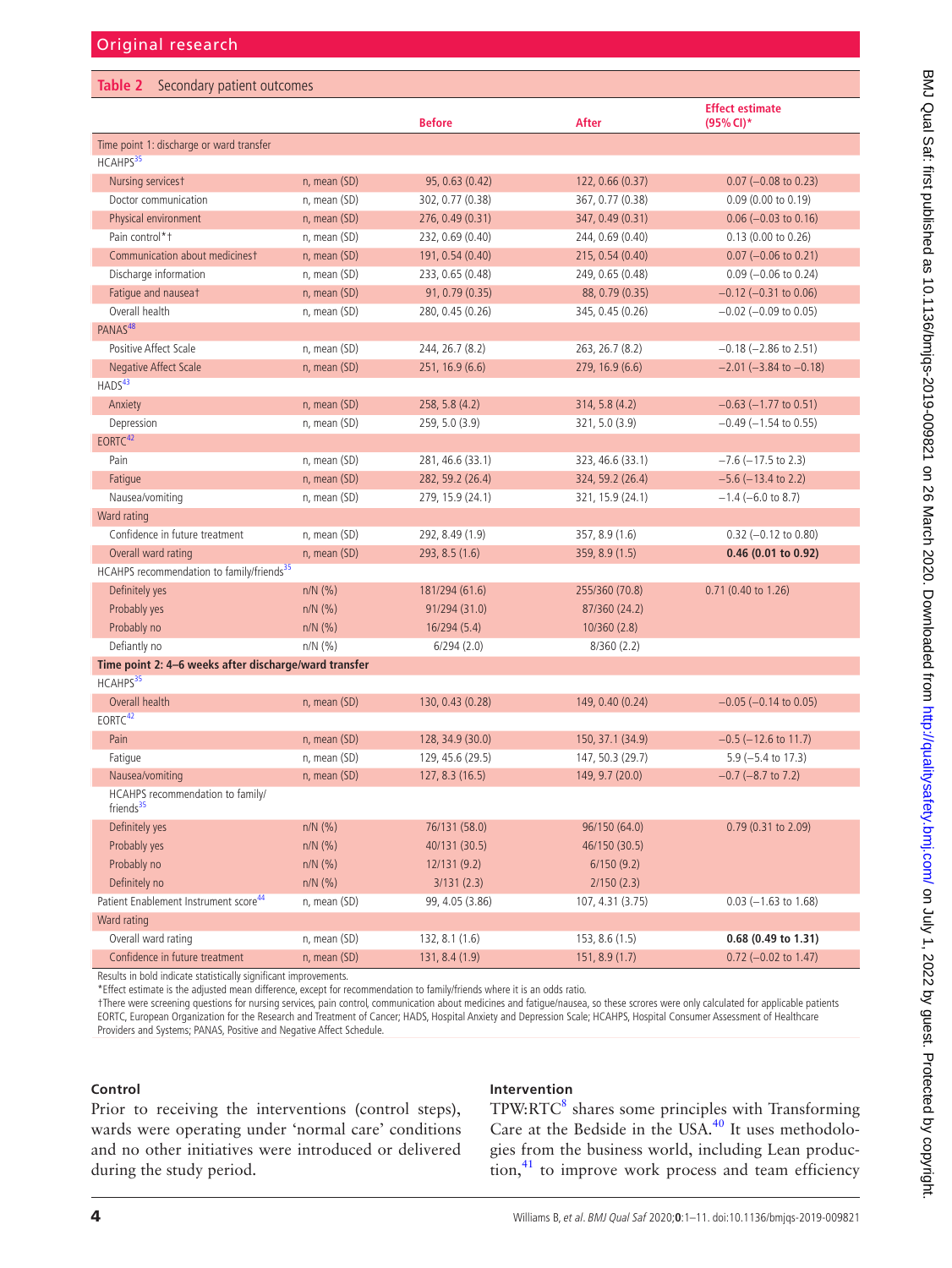**Table 2** Secondary patient outcomes

| | | Before | After | Effect estimate (95% CI)* |
|---|---|---|---|---|
| **Time point 1: discharge or ward transfer** | | | | |
| HCAHPS[35] | | | | |
| Nursing services† | n, mean (SD) | 95, 0.63 (0.42) | 122, 0.66 (0.37) | 0.07 (−0.08 to 0.23) |
| Doctor communication | n, mean (SD) | 302, 0.77 (0.38) | 367, 0.77 (0.38) | 0.09 (0.00 to 0.19) |
| Physical environment | n, mean (SD) | 276, 0.49 (0.31) | 347, 0.49 (0.31) | 0.06 (−0.03 to 0.16) |
| Pain control*† | n, mean (SD) | 232, 0.69 (0.40) | 244, 0.69 (0.40) | 0.13 (0.00 to 0.26) |
| Communication about medicines† | n, mean (SD) | 191, 0.54 (0.40) | 215, 0.54 (0.40) | 0.07 (−0.06 to 0.21) |
| Discharge information | n, mean (SD) | 233, 0.65 (0.48) | 249, 0.65 (0.48) | 0.09 (−0.06 to 0.24) |
| Fatigue and nausea† | n, mean (SD) | 91, 0.79 (0.35) | 88, 0.79 (0.35) | −0.12 (−0.31 to 0.06) |
| Overall health | n, mean (SD) | 280, 0.45 (0.26) | 345, 0.45 (0.26) | −0.02 (−0.09 to 0.05) |
| PANAS[48] | | | | |
| Positive Affect Scale | n, mean (SD) | 244, 26.7 (8.2) | 263, 26.7 (8.2) | −0.18 (−2.86 to 2.51) |
| Negative Affect Scale | n, mean (SD) | 251, 16.9 (6.6) | 279, 16.9 (6.6) | −2.01 (−3.84 to −0.18) |
| HADS[43] | | | | |
| Anxiety | n, mean (SD) | 258, 5.8 (4.2) | 314, 5.8 (4.2) | −0.63 (−1.77 to 0.51) |
| Depression | n, mean (SD) | 259, 5.0 (3.9) | 321, 5.0 (3.9) | −0.49 (−1.54 to 0.55) |
| EORTC[42] | | | | |
| Pain | n, mean (SD) | 281, 46.6 (33.1) | 323, 46.6 (33.1) | −7.6 (−17.5 to 2.3) |
| Fatigue | n, mean (SD) | 282, 59.2 (26.4) | 324, 59.2 (26.4) | −5.6 (−13.4 to 2.2) |
| Nausea/vomiting | n, mean (SD) | 279, 15.9 (24.1) | 321, 15.9 (24.1) | −1.4 (−6.0 to 8.7) |
| Ward rating | | | | |
| Confidence in future treatment | n, mean (SD) | 292, 8.49 (1.9) | 357, 8.9 (1.6) | 0.32 (−0.12 to 0.80) |
| Overall ward rating | n, mean (SD) | 293, 8.5 (1.6) | 359, 8.9 (1.5) | **0.46 (0.01 to 0.92)** |
| HCAHPS recommendation to family/friends[35] | | | | |
| Definitely yes | n/N (%) | 181/294 (61.6) | 255/360 (70.8) | 0.71 (0.40 to 1.26) |
| Probably yes | n/N (%) | 91/294 (31.0) | 87/360 (24.2) | |
| Probably no | n/N (%) | 16/294 (5.4) | 10/360 (2.8) | |
| Defiantly no | n/N (%) | 6/294 (2.0) | 8/360 (2.2) | |
| **Time point 2: 4–6 weeks after discharge/ward transfer** | | | | |
| HCAHPS[35] | | | | |
| Overall health | n, mean (SD) | 130, 0.43 (0.28) | 149, 0.40 (0.24) | −0.05 (−0.14 to 0.05) |
| EORTC[42] | | | | |
| Pain | n, mean (SD) | 128, 34.9 (30.0) | 150, 37.1 (34.9) | −0.5 (−12.6 to 11.7) |
| Fatigue | n, mean (SD) | 129, 45.6 (29.5) | 147, 50.3 (29.7) | 5.9 (−5.4 to 17.3) |
| Nausea/vomiting | n, mean (SD) | 127, 8.3 (16.5) | 149, 9.7 (20.0) | −0.7 (−8.7 to 7.2) |
| HCAHPS recommendation to family/friends[35] | | | | |
| Definitely yes | n/N (%) | 76/131 (58.0) | 96/150 (64.0) | 0.79 (0.31 to 2.09) |
| Probably yes | n/N (%) | 40/131 (30.5) | 46/150 (30.5) | |
| Probably no | n/N (%) | 12/131 (9.2) | 6/150 (9.2) | |
| Definitely no | n/N (%) | 3/131 (2.3) | 2/150 (2.3) | |
| Patient Enablement Instrument score[44] | n, mean (SD) | 99, 4.05 (3.86) | 107, 4.31 (3.75) | 0.03 (−1.63 to 1.68) |
| Ward rating | | | | |
| Overall ward rating | n, mean (SD) | 132, 8.1 (1.6) | 153, 8.6 (1.5) | **0.68 (0.49 to 1.31)** |
| Confidence in future treatment | n, mean (SD) | 131, 8.4 (1.9) | 151, 8.9 (1.7) | 0.72 (−0.02 to 1.47) |

Results in bold indicate statistically significant improvements.
*Effect estimate is the adjusted mean difference, except for recommendation to family/friends where it is an odds ratio.
†There were screening questions for nursing services, pain control, communication about medicines and fatigue/nausea, so these scrores were only calculated for applicable patients
EORTC, European Organization for the Research and Treatment of Cancer; HADS, Hospital Anxiety and Depression Scale; HCAHPS, Hospital Consumer Assessment of Healthcare Providers and Systems; PANAS, Positive and Negative Affect Schedule.

### Control

Prior to receiving the interventions (control steps), wards were operating under 'normal care' conditions and no other initiatives were introduced or delivered during the study period.

### Intervention

TPW:RTC[8] shares some principles with Transforming Care at the Bedside in the USA.[40] It uses methodologies from the business world, including Lean production,[41] to improve work process and team efficiency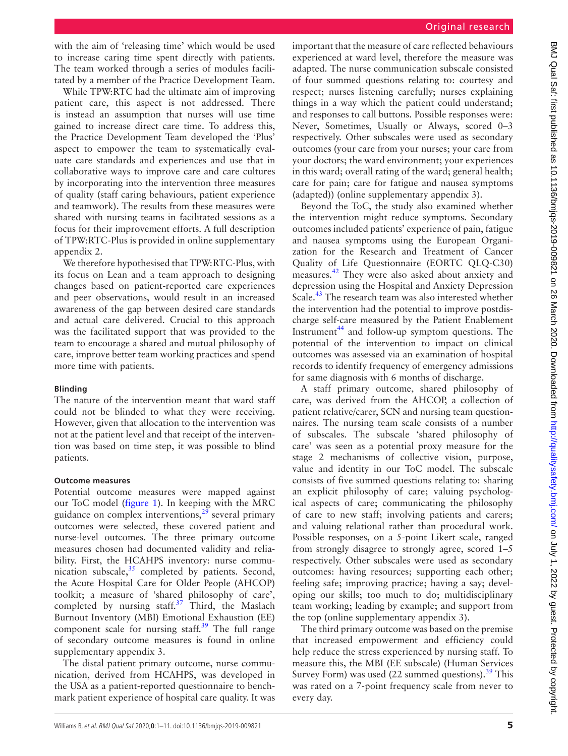with the aim of 'releasing time' which would be used to increase caring time spent directly with patients. The team worked through a series of modules facilitated by a member of the Practice Development Team.

While TPW:RTC had the ultimate aim of improving patient care, this aspect is not addressed. There is instead an assumption that nurses will use time gained to increase direct care time. To address this, the Practice Development Team developed the 'Plus' aspect to empower the team to systematically evaluate care standards and experiences and use that in collaborative ways to improve care and care cultures by incorporating into the intervention three measures of quality (staff caring behaviours, patient experience and teamwork). The results from these measures were shared with nursing teams in facilitated sessions as a focus for their improvement efforts. A full description of TPW:RTC-Plus is provided in online supplementary appendix 2.

We therefore hypothesised that TPW:RTC-Plus, with its focus on Lean and a team approach to designing changes based on patient-reported care experiences and peer observations, would result in an increased awareness of the gap between desired care standards and actual care delivered. Crucial to this approach was the facilitated support that was provided to the team to encourage a shared and mutual philosophy of care, improve better team working practices and spend more time with patients.

#### Blinding

The nature of the intervention meant that ward staff could not be blinded to what they were receiving. However, given that allocation to the intervention was not at the patient level and that receipt of the intervention was based on time step, it was possible to blind patients.

#### Outcome measures

Potential outcome measures were mapped against our ToC model (figure 1). In keeping with the MRC guidance on complex interventions,[29] several primary outcomes were selected, these covered patient and nurse-level outcomes. The three primary outcome measures chosen had documented validity and reliability. First, the HCAHPS inventory: nurse communication subscale,[35] completed by patients. Second, the Acute Hospital Care for Older People (AHCOP) toolkit; a measure of 'shared philosophy of care', completed by nursing staff.[37] Third, the Maslach Burnout Inventory (MBI) Emotional Exhaustion (EE) component scale for nursing staff.[39] The full range of secondary outcome measures is found in online supplementary appendix 3.

The distal patient primary outcome, nurse communication, derived from HCAHPS, was developed in the USA as a patient-reported questionnaire to benchmark patient experience of hospital care quality. It was important that the measure of care reflected behaviours experienced at ward level, therefore the measure was adapted. The nurse communication subscale consisted of four summed questions relating to: courtesy and respect; nurses listening carefully; nurses explaining things in a way which the patient could understand; and responses to call buttons. Possible responses were: Never, Sometimes, Usually or Always, scored 0–3 respectively. Other subscales were used as secondary outcomes (your care from your nurses; your care from your doctors; the ward environment; your experiences in this ward; overall rating of the ward; general health; care for pain; care for fatigue and nausea symptoms (adapted)) (online supplementary appendix 3).

Beyond the ToC, the study also examined whether the intervention might reduce symptoms. Secondary outcomes included patients' experience of pain, fatigue and nausea symptoms using the European Organization for the Research and Treatment of Cancer Quality of Life Questionnaire (EORTC QLQ-C30) measures.[42] They were also asked about anxiety and depression using the Hospital and Anxiety Depression Scale.[43] The research team was also interested whether the intervention had the potential to improve postdischarge self-care measured by the Patient Enablement Instrument[44] and follow-up symptom questions. The potential of the intervention to impact on clinical outcomes was assessed via an examination of hospital records to identify frequency of emergency admissions for same diagnosis with 6 months of discharge.

A staff primary outcome, shared philosophy of care, was derived from the AHCOP, a collection of patient relative/carer, SCN and nursing team questionnaires. The nursing team scale consists of a number of subscales. The subscale 'shared philosophy of care' was seen as a potential proxy measure for the stage 2 mechanisms of collective vision, purpose, value and identity in our ToC model. The subscale consists of five summed questions relating to: sharing an explicit philosophy of care; valuing psychological aspects of care; communicating the philosophy of care to new staff; involving patients and carers; and valuing relational rather than procedural work. Possible responses, on a 5-point Likert scale, ranged from strongly disagree to strongly agree, scored 1–5 respectively. Other subscales were used as secondary outcomes: having resources; supporting each other; feeling safe; improving practice; having a say; developing our skills; too much to do; multidisciplinary team working; leading by example; and support from the top (online supplementary appendix 3).

The third primary outcome was based on the premise that increased empowerment and efficiency could help reduce the stress experienced by nursing staff. To measure this, the MBI (EE subscale) (Human Services Survey Form) was used (22 summed questions).[39] This was rated on a 7-point frequency scale from never to every day.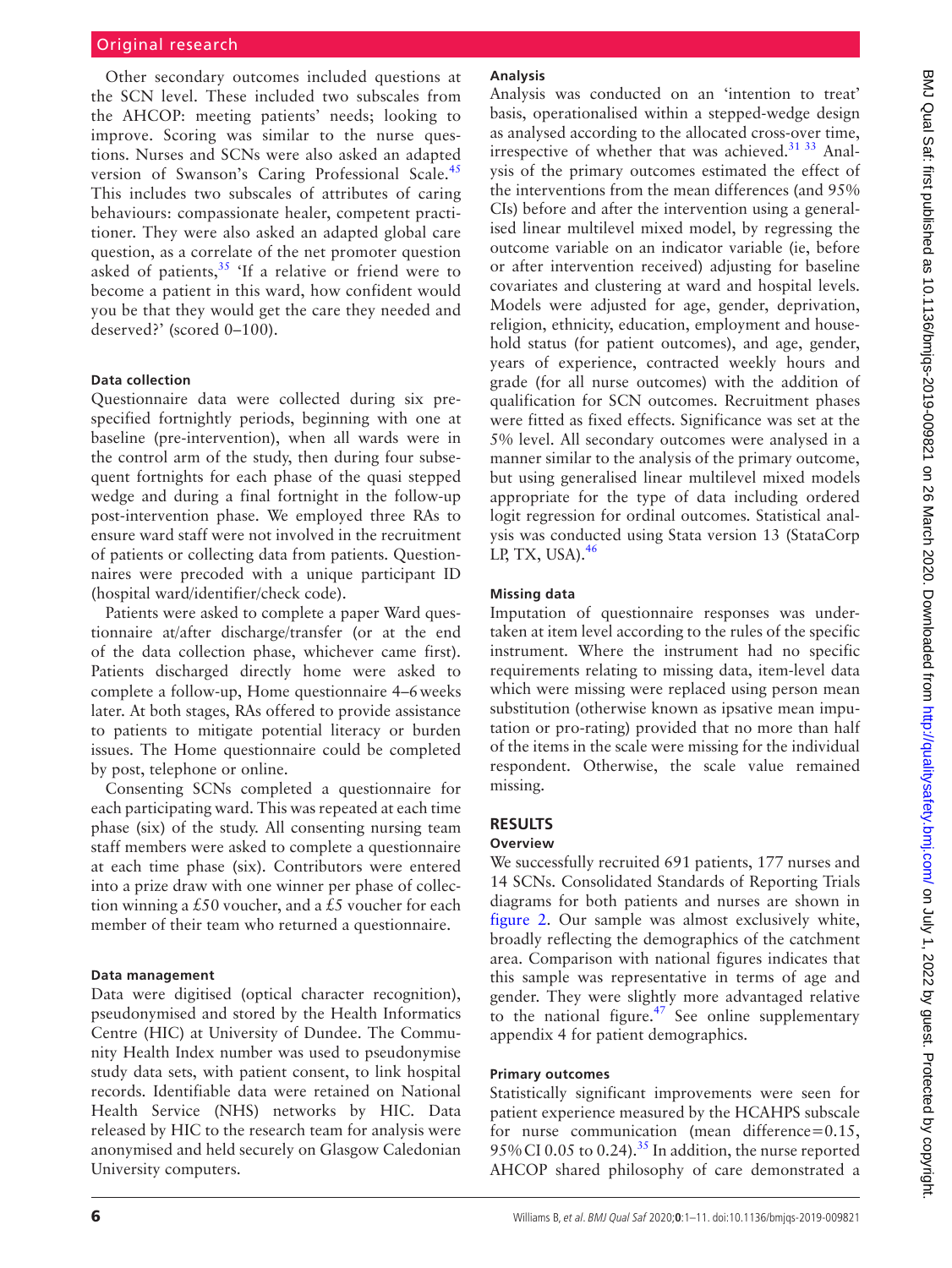Other secondary outcomes included questions at the SCN level. These included two subscales from the AHCOP: meeting patients' needs; looking to improve. Scoring was similar to the nurse questions. Nurses and SCNs were also asked an adapted version of Swanson's Caring Professional Scale.[45] This includes two subscales of attributes of caring behaviours: compassionate healer, competent practitioner. They were also asked an adapted global care question, as a correlate of the net promoter question asked of patients,[35] 'If a relative or friend were to become a patient in this ward, how confident would you be that they would get the care they needed and deserved?' (scored 0–100).

#### Data collection

Questionnaire data were collected during six prespecified fortnightly periods, beginning with one at baseline (pre-intervention), when all wards were in the control arm of the study, then during four subsequent fortnights for each phase of the quasi stepped wedge and during a final fortnight in the follow-up post-intervention phase. We employed three RAs to ensure ward staff were not involved in the recruitment of patients or collecting data from patients. Questionnaires were precoded with a unique participant ID (hospital ward/identifier/check code).

Patients were asked to complete a paper Ward questionnaire at/after discharge/transfer (or at the end of the data collection phase, whichever came first). Patients discharged directly home were asked to complete a follow-up, Home questionnaire 4–6 weeks later. At both stages, RAs offered to provide assistance to patients to mitigate potential literacy or burden issues. The Home questionnaire could be completed by post, telephone or online.

Consenting SCNs completed a questionnaire for each participating ward. This was repeated at each time phase (six) of the study. All consenting nursing team staff members were asked to complete a questionnaire at each time phase (six). Contributors were entered into a prize draw with one winner per phase of collection winning a £50 voucher, and a £5 voucher for each member of their team who returned a questionnaire.

#### Data management

Data were digitised (optical character recognition), pseudonymised and stored by the Health Informatics Centre (HIC) at University of Dundee. The Community Health Index number was used to pseudonymise study data sets, with patient consent, to link hospital records. Identifiable data were retained on National Health Service (NHS) networks by HIC. Data released by HIC to the research team for analysis were anonymised and held securely on Glasgow Caledonian University computers.

#### Analysis

Analysis was conducted on an 'intention to treat' basis, operationalised within a stepped-wedge design as analysed according to the allocated cross-over time, irrespective of whether that was achieved.[31 33] Analysis of the primary outcomes estimated the effect of the interventions from the mean differences (and 95% CIs) before and after the intervention using a generalised linear multilevel mixed model, by regressing the outcome variable on an indicator variable (ie, before or after intervention received) adjusting for baseline covariates and clustering at ward and hospital levels. Models were adjusted for age, gender, deprivation, religion, ethnicity, education, employment and household status (for patient outcomes), and age, gender, years of experience, contracted weekly hours and grade (for all nurse outcomes) with the addition of qualification for SCN outcomes. Recruitment phases were fitted as fixed effects. Significance was set at the 5% level. All secondary outcomes were analysed in a manner similar to the analysis of the primary outcome, but using generalised linear multilevel mixed models appropriate for the type of data including ordered logit regression for ordinal outcomes. Statistical analysis was conducted using Stata version 13 (StataCorp LP, TX, USA).[46]

#### Missing data

Imputation of questionnaire responses was undertaken at item level according to the rules of the specific instrument. Where the instrument had no specific requirements relating to missing data, item-level data which were missing were replaced using person mean substitution (otherwise known as ipsative mean imputation or pro-rating) provided that no more than half of the items in the scale were missing for the individual respondent. Otherwise, the scale value remained missing.

## RESULTS

#### Overview

We successfully recruited 691 patients, 177 nurses and 14 SCNs. Consolidated Standards of Reporting Trials diagrams for both patients and nurses are shown in figure 2. Our sample was almost exclusively white, broadly reflecting the demographics of the catchment area. Comparison with national figures indicates that this sample was representative in terms of age and gender. They were slightly more advantaged relative to the national figure.[47] See online supplementary appendix 4 for patient demographics.

#### Primary outcomes

Statistically significant improvements were seen for patient experience measured by the HCAHPS subscale for nurse communication (mean difference=0.15, 95% CI 0.05 to 0.24).[35] In addition, the nurse reported AHCOP shared philosophy of care demonstrated a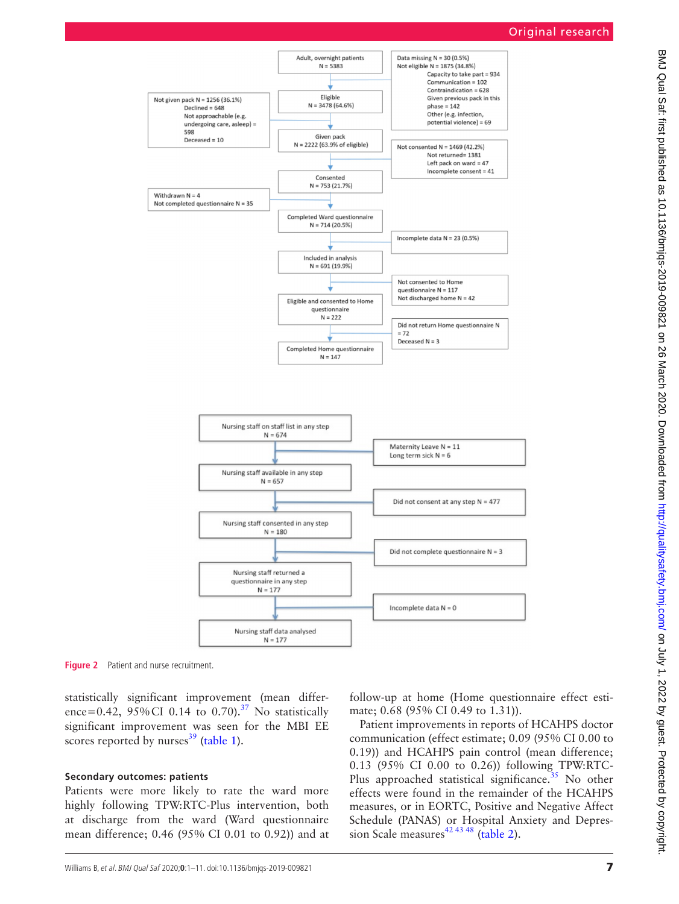Adult, overnight patients
N = 5383

Data missing N = 30 (0.5%)
Not eligible N = 1875 (34.8%)
Capacity to take part = 934
Communication = 102
Contraindication = 628
Given previous pack in this phase = 142
Other (e.g. infection, potential violence) = 69

Eligible
N = 3478 (64.6%)

Not given pack N = 1256 (36.1%)
Declined = 648
Not approachable (e.g. undergoing care, asleep) = 598
Deceased = 10

Given pack
N = 2222 (63.9% of eligible)

Not consented N = 1469 (42.2%)
Not returned= 1381
Left pack on ward = 47
Incomplete consent = 41

Consented
N = 753 (21.7%)

Withdrawn N = 4
Not completed questionnaire N = 35

Completed Ward questionnaire
N = 714 (20.5%)

Incomplete data N = 23 (0.5%)

Included in analysis
N = 691 (19.9%)

Not consented to Home questionnaire N = 117
Not discharged home N = 42

Eligible and consented to Home questionnaire
N = 222

Did not return Home questionnaire N = 72
Deceased N = 3

Completed Home questionnaire
N = 147

Nursing staff on staff list in any step
N = 674

Maternity Leave N = 11
Long term sick N = 6

Nursing staff available in any step
N = 657

Did not consent at any step N = 477

Nursing staff consented in any step
N = 180

Did not complete questionnaire N = 3

Nursing staff returned a questionnaire in any step
N = 177

Incomplete data N = 0

Nursing staff data analysed
N = 177

**Figure 2** Patient and nurse recruitment.

statistically significant improvement (mean difference=0.42, 95% CI 0.14 to 0.70).[37] No statistically significant improvement was seen for the MBI EE scores reported by nurses[39] (table 1).

### Secondary outcomes: patients

Patients were more likely to rate the ward more highly following TPW:RTC-Plus intervention, both at discharge from the ward (Ward questionnaire mean difference; 0.46 (95% CI 0.01 to 0.92)) and at follow-up at home (Home questionnaire effect estimate; 0.68 (95% CI 0.49 to 1.31)).

Patient improvements in reports of HCAHPS doctor communication (effect estimate; 0.09 (95% CI 0.00 to 0.19)) and HCAHPS pain control (mean difference; 0.13 (95% CI 0.00 to 0.26)) following TPW:RTC-Plus approached statistical significance.[35] No other effects were found in the remainder of the HCAHPS measures, or in EORTC, Positive and Negative Affect Schedule (PANAS) or Hospital Anxiety and Depression Scale measures[42 43 48] (table 2).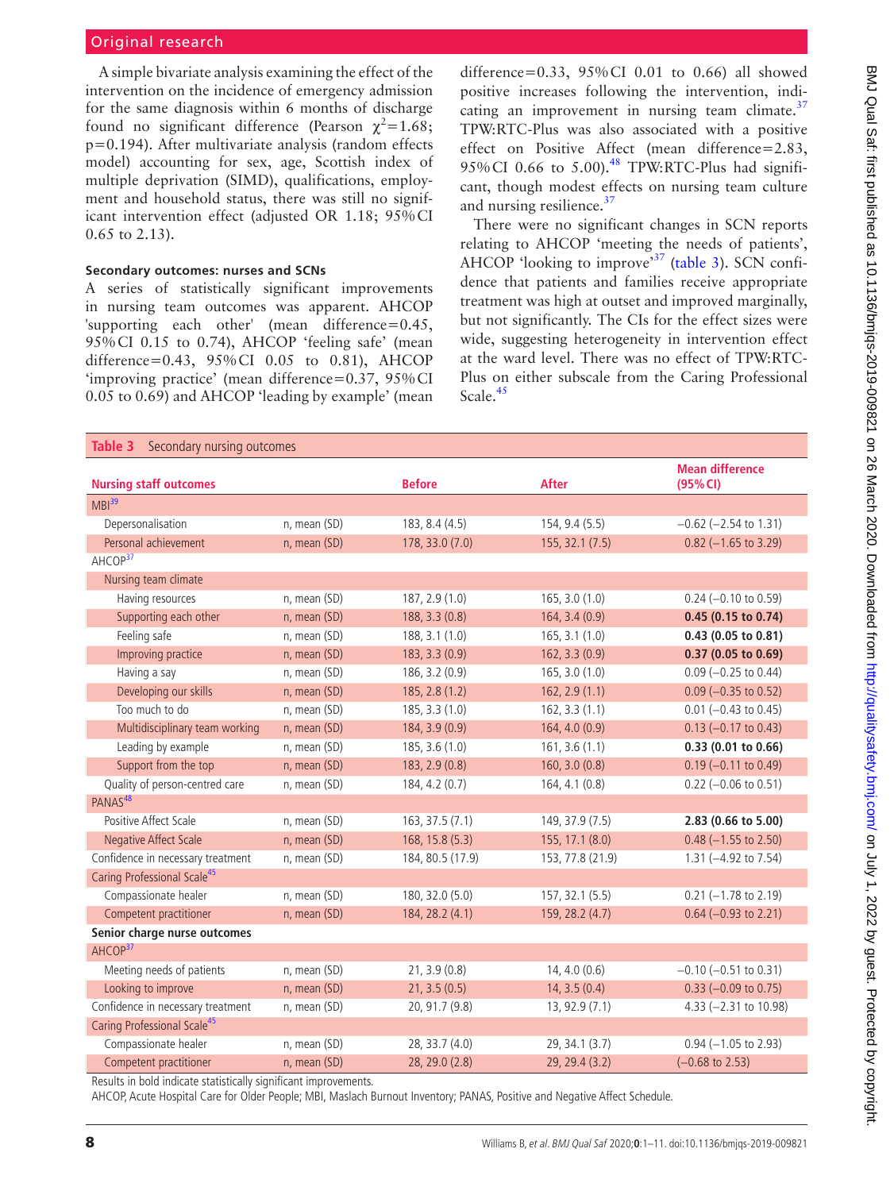A simple bivariate analysis examining the effect of the intervention on the incidence of emergency admission for the same diagnosis within 6 months of discharge found no significant difference (Pearson $\chi^2$=1.68; p=0.194). After multivariate analysis (random effects model) accounting for sex, age, Scottish index of multiple deprivation (SIMD), qualifications, employment and household status, there was still no significant intervention effect (adjusted OR 1.18; 95% CI 0.65 to 2.13).

### Secondary outcomes: nurses and SCNs

A series of statistically significant improvements in nursing team outcomes was apparent. AHCOP 'supporting each other' (mean difference=0.45, 95% CI 0.15 to 0.74), AHCOP 'feeling safe' (mean difference=0.43, 95% CI 0.05 to 0.81), AHCOP 'improving practice' (mean difference=0.37, 95% CI 0.05 to 0.69) and AHCOP 'leading by example' (mean difference=0.33, 95% CI 0.01 to 0.66) all showed positive increases following the intervention, indicating an improvement in nursing team climate.[37] TPW:RTC-Plus was also associated with a positive effect on Positive Affect (mean difference=2.83, 95% CI 0.66 to 5.00).[48] TPW:RTC-Plus had significant, though modest effects on nursing team culture and nursing resilience.[37]

There were no significant changes in SCN reports relating to AHCOP 'meeting the needs of patients', AHCOP 'looking to improve'[37] (table 3). SCN confidence that patients and families receive appropriate treatment was high at outset and improved marginally, but not significantly. The CIs for the effect sizes were wide, suggesting heterogeneity in intervention effect at the ward level. There was no effect of TPW:RTC-Plus on either subscale from the Caring Professional Scale.[45]

**Table 3** Secondary nursing outcomes

| Nursing staff outcomes | | Before | After | Mean difference (95% CI) |
|---|---|---|---|---|
| MBI[39] | | | | |
| Depersonalisation | n, mean (SD) | 183, 8.4 (4.5) | 154, 9.4 (5.5) | −0.62 (−2.54 to 1.31) |
| Personal achievement | n, mean (SD) | 178, 33.0 (7.0) | 155, 32.1 (7.5) | 0.82 (−1.65 to 3.29) |
| AHCOP[37] | | | | |
| Nursing team climate | | | | |
| Having resources | n, mean (SD) | 187, 2.9 (1.0) | 165, 3.0 (1.0) | 0.24 (−0.10 to 0.59) |
| Supporting each other | n, mean (SD) | 188, 3.3 (0.8) | 164, 3.4 (0.9) | **0.45 (0.15 to 0.74)** |
| Feeling safe | n, mean (SD) | 188, 3.1 (1.0) | 165, 3.1 (1.0) | **0.43 (0.05 to 0.81)** |
| Improving practice | n, mean (SD) | 183, 3.3 (0.9) | 162, 3.3 (0.9) | **0.37 (0.05 to 0.69)** |
| Having a say | n, mean (SD) | 186, 3.2 (0.9) | 165, 3.0 (1.0) | 0.09 (−0.25 to 0.44) |
| Developing our skills | n, mean (SD) | 185, 2.8 (1.2) | 162, 2.9 (1.1) | 0.09 (−0.35 to 0.52) |
| Too much to do | n, mean (SD) | 185, 3.3 (1.0) | 162, 3.3 (1.1) | 0.01 (−0.43 to 0.45) |
| Multidisciplinary team working | n, mean (SD) | 184, 3.9 (0.9) | 164, 4.0 (0.9) | 0.13 (−0.17 to 0.43) |
| Leading by example | n, mean (SD) | 185, 3.6 (1.0) | 161, 3.6 (1.1) | **0.33 (0.01 to 0.66)** |
| Support from the top | n, mean (SD) | 183, 2.9 (0.8) | 160, 3.0 (0.8) | 0.19 (−0.11 to 0.49) |
| Quality of person-centred care | n, mean (SD) | 184, 4.2 (0.7) | 164, 4.1 (0.8) | 0.22 (−0.06 to 0.51) |
| PANAS[48] | | | | |
| Positive Affect Scale | n, mean (SD) | 163, 37.5 (7.1) | 149, 37.9 (7.5) | **2.83 (0.66 to 5.00)** |
| Negative Affect Scale | n, mean (SD) | 168, 15.8 (5.3) | 155, 17.1 (8.0) | 0.48 (−1.55 to 2.50) |
| Confidence in necessary treatment | n, mean (SD) | 184, 80.5 (17.9) | 153, 77.8 (21.9) | 1.31 (−4.92 to 7.54) |
| Caring Professional Scale[45] | | | | |
| Compassionate healer | n, mean (SD) | 180, 32.0 (5.0) | 157, 32.1 (5.5) | 0.21 (−1.78 to 2.19) |
| Competent practitioner | n, mean (SD) | 184, 28.2 (4.1) | 159, 28.2 (4.7) | 0.64 (−0.93 to 2.21) |
| **Senior charge nurse outcomes** | | | | |
| AHCOP[37] | | | | |
| Meeting needs of patients | n, mean (SD) | 21, 3.9 (0.8) | 14, 4.0 (0.6) | −0.10 (−0.51 to 0.31) |
| Looking to improve | n, mean (SD) | 21, 3.5 (0.5) | 14, 3.5 (0.4) | 0.33 (−0.09 to 0.75) |
| Confidence in necessary treatment | n, mean (SD) | 20, 91.7 (9.8) | 13, 92.9 (7.1) | 4.33 (−2.31 to 10.98) |
| Caring Professional Scale[45] | | | | |
| Compassionate healer | n, mean (SD) | 28, 33.7 (4.0) | 29, 34.1 (3.7) | 0.94 (−1.05 to 2.93) |
| Competent practitioner | n, mean (SD) | 28, 29.0 (2.8) | 29, 29.4 (3.2) | (−0.68 to 2.53) |

Results in bold indicate statistically significant improvements.

AHCOP, Acute Hospital Care for Older People; MBI, Maslach Burnout Inventory; PANAS, Positive and Negative Affect Schedule.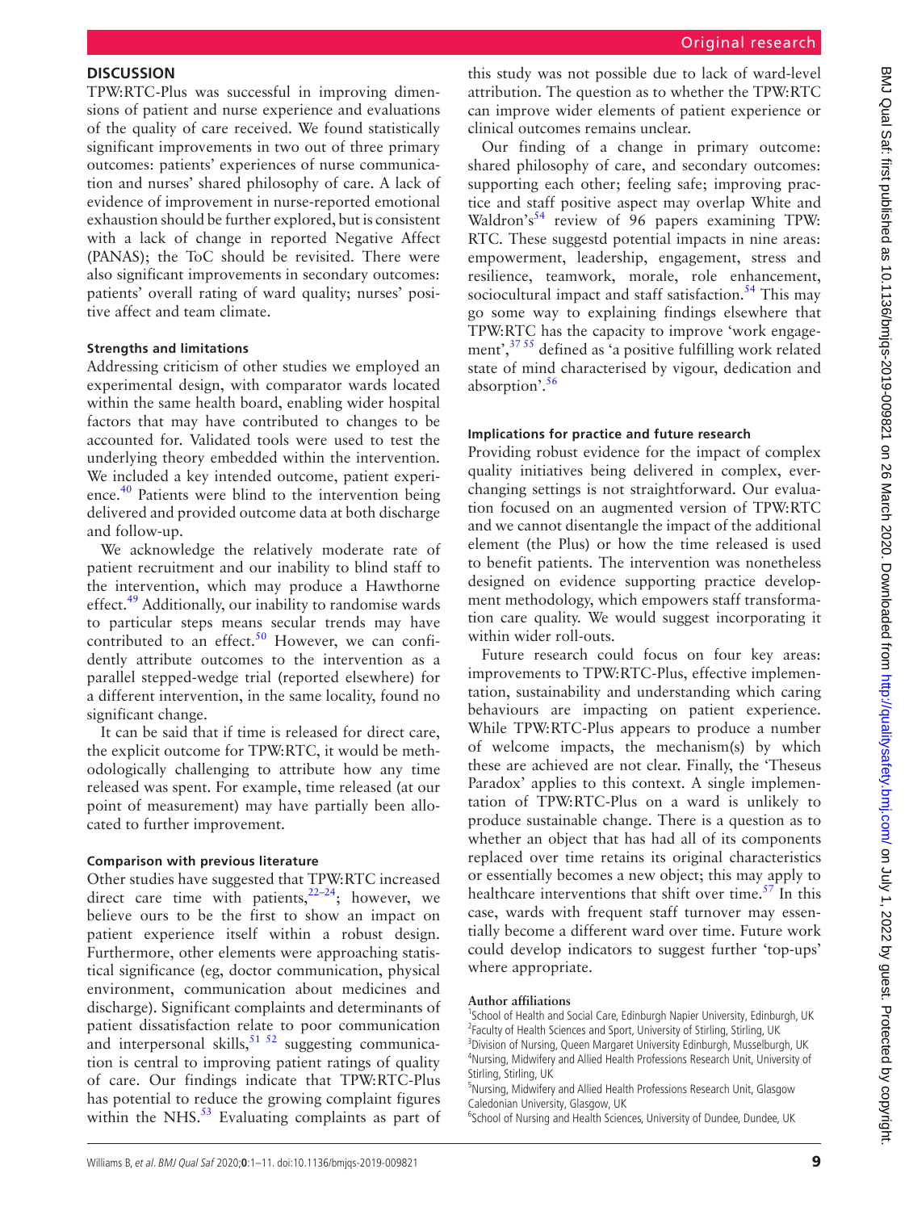## DISCUSSION

TPW:RTC-Plus was successful in improving dimensions of patient and nurse experience and evaluations of the quality of care received. We found statistically significant improvements in two out of three primary outcomes: patients' experiences of nurse communication and nurses' shared philosophy of care. A lack of evidence of improvement in nurse-reported emotional exhaustion should be further explored, but is consistent with a lack of change in reported Negative Affect (PANAS); the ToC should be revisited. There were also significant improvements in secondary outcomes: patients' overall rating of ward quality; nurses' positive affect and team climate.

### Strengths and limitations

Addressing criticism of other studies we employed an experimental design, with comparator wards located within the same health board, enabling wider hospital factors that may have contributed to changes to be accounted for. Validated tools were used to test the underlying theory embedded within the intervention. We included a key intended outcome, patient experience.[40] Patients were blind to the intervention being delivered and provided outcome data at both discharge and follow-up.

We acknowledge the relatively moderate rate of patient recruitment and our inability to blind staff to the intervention, which may produce a Hawthorne effect.[49] Additionally, our inability to randomise wards to particular steps means secular trends may have contributed to an effect.[50] However, we can confidently attribute outcomes to the intervention as a parallel stepped-wedge trial (reported elsewhere) for a different intervention, in the same locality, found no significant change.

It can be said that if time is released for direct care, the explicit outcome for TPW:RTC, it would be methodologically challenging to attribute how any time released was spent. For example, time released (at our point of measurement) may have partially been allocated to further improvement.

### Comparison with previous literature

Other studies have suggested that TPW:RTC increased direct care time with patients,[22–24]; however, we believe ours to be the first to show an impact on patient experience itself within a robust design. Furthermore, other elements were approaching statistical significance (eg, doctor communication, physical environment, communication about medicines and discharge). Significant complaints and determinants of patient dissatisfaction relate to poor communication and interpersonal skills,[51 52] suggesting communication is central to improving patient ratings of quality of care. Our findings indicate that TPW:RTC-Plus has potential to reduce the growing complaint figures within the NHS.[53] Evaluating complaints as part of this study was not possible due to lack of ward-level attribution. The question as to whether the TPW:RTC can improve wider elements of patient experience or clinical outcomes remains unclear.

Our finding of a change in primary outcome: shared philosophy of care, and secondary outcomes: supporting each other; feeling safe; improving practice and staff positive aspect may overlap White and Waldron's[54] review of 96 papers examining TPW:RTC. These suggestd potential impacts in nine areas: empowerment, leadership, engagement, stress and resilience, teamwork, morale, role enhancement, sociocultural impact and staff satisfaction.[54] This may go some way to explaining findings elsewhere that TPW:RTC has the capacity to improve 'work engagement',[37 55] defined as 'a positive fulfilling work related state of mind characterised by vigour, dedication and absorption'.[56]

### Implications for practice and future research

Providing robust evidence for the impact of complex quality initiatives being delivered in complex, ever-changing settings is not straightforward. Our evaluation focused on an augmented version of TPW:RTC and we cannot disentangle the impact of the additional element (the Plus) or how the time released is used to benefit patients. The intervention was nonetheless designed on evidence supporting practice development methodology, which empowers staff transformation care quality. We would suggest incorporating it within wider roll-outs.

Future research could focus on four key areas: improvements to TPW:RTC-Plus, effective implementation, sustainability and understanding which caring behaviours are impacting on patient experience. While TPW:RTC-Plus appears to produce a number of welcome impacts, the mechanism(s) by which these are achieved are not clear. Finally, the 'Theseus Paradox' applies to this context. A single implementation of TPW:RTC-Plus on a ward is unlikely to produce sustainable change. There is a question as to whether an object that has had all of its components replaced over time retains its original characteristics or essentially becomes a new object; this may apply to healthcare interventions that shift over time.[57] In this case, wards with frequent staff turnover may essentially become a different ward over time. Future work could develop indicators to suggest further 'top-ups' where appropriate.

**Author affiliations**

[1]School of Health and Social Care, Edinburgh Napier University, Edinburgh, UK
[2]Faculty of Health Sciences and Sport, University of Stirling, Stirling, UK
[3]Division of Nursing, Queen Margaret University Edinburgh, Musselburgh, UK
[4]Nursing, Midwifery and Allied Health Professions Research Unit, University of Stirling, Stirling, UK
[5]Nursing, Midwifery and Allied Health Professions Research Unit, Glasgow Caledonian University, Glasgow, UK
[6]School of Nursing and Health Sciences, University of Dundee, Dundee, UK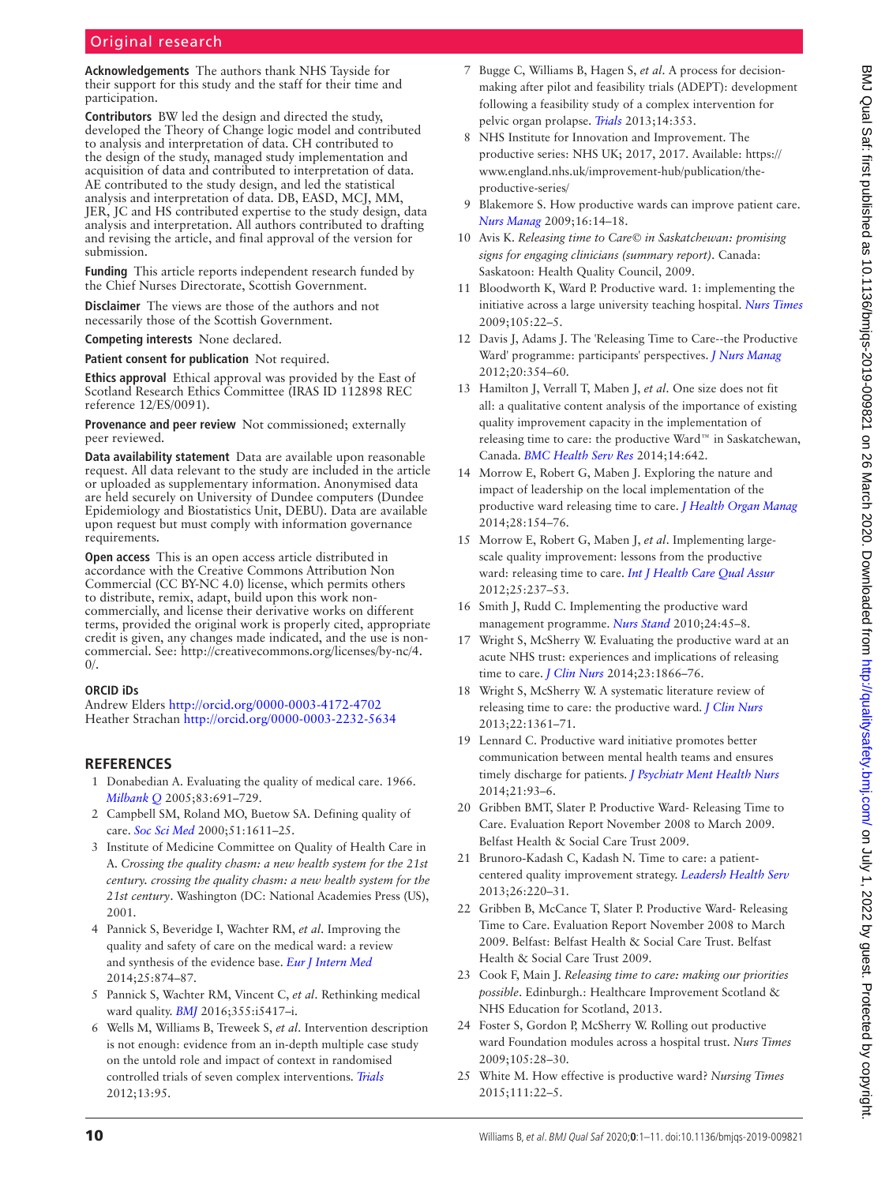**Acknowledgements** The authors thank NHS Tayside for their support for this study and the staff for their time and participation.

**Contributors** BW led the design and directed the study, developed the Theory of Change logic model and contributed to analysis and interpretation of data. CH contributed to the design of the study, managed study implementation and acquisition of data and contributed to interpretation of data. AE contributed to the study design, and led the statistical analysis and interpretation of data. DB, EASD, MCJ, MM, JER, JC and HS contributed expertise to the study design, data analysis and interpretation. All authors contributed to drafting and revising the article, and final approval of the version for submission.

**Funding** This article reports independent research funded by the Chief Nurses Directorate, Scottish Government.

**Disclaimer** The views are those of the authors and not necessarily those of the Scottish Government.

**Competing interests** None declared.

**Patient consent for publication** Not required.

**Ethics approval** Ethical approval was provided by the East of Scotland Research Ethics Committee (IRAS ID 112898 REC reference 12/ES/0091).

**Provenance and peer review** Not commissioned; externally peer reviewed.

**Data availability statement** Data are available upon reasonable request. All data relevant to the study are included in the article or uploaded as supplementary information. Anonymised data are held securely on University of Dundee computers (Dundee Epidemiology and Biostatistics Unit, DEBU). Data are available upon request but must comply with information governance requirements.

**Open access** This is an open access article distributed in accordance with the Creative Commons Attribution Non Commercial (CC BY-NC 4.0) license, which permits others to distribute, remix, adapt, build upon this work non-commercially, and license their derivative works on different terms, provided the original work is properly cited, appropriate credit is given, any changes made indicated, and the use is non-commercial. See: http://creativecommons.org/licenses/by-nc/4.0/.

**ORCID iDs**

Andrew Elders http://orcid.org/0000-0003-4172-4702
Heather Strachan http://orcid.org/0000-0003-2232-5634

## REFERENCES

1. Donabedian A. Evaluating the quality of medical care. 1966. *Milbank Q* 2005;83:691–729.
2. Campbell SM, Roland MO, Buetow SA. Defining quality of care. *Soc Sci Med* 2000;51:1611–25.
3. Institute of Medicine Committee on Quality of Health Care in A. *Crossing the quality chasm: a new health system for the 21st century. crossing the quality chasm: a new health system for the 21st century*. Washington (DC: National Academies Press (US), 2001.
4. Pannick S, Beveridge I, Wachter RM, *et al*. Improving the quality and safety of care on the medical ward: a review and synthesis of the evidence base. *Eur J Intern Med* 2014;25:874–87.
5. Pannick S, Wachter RM, Vincent C, *et al*. Rethinking medical ward quality. *BMJ* 2016;355:i5417–i.
6. Wells M, Williams B, Treweek S, *et al*. Intervention description is not enough: evidence from an in-depth multiple case study on the untold role and impact of context in randomised controlled trials of seven complex interventions. *Trials* 2012;13:95.
7. Bugge C, Williams B, Hagen S, *et al*. A process for decision-making after pilot and feasibility trials (ADEPT): development following a feasibility study of a complex intervention for pelvic organ prolapse. *Trials* 2013;14:353.
8. NHS Institute for Innovation and Improvement. The productive series: NHS UK; 2017, 2017. Available: https://www.england.nhs.uk/improvement-hub/publication/the-productive-series/
9. Blakemore S. How productive wards can improve patient care. *Nurs Manag* 2009;16:14–18.
10. Avis K. *Releasing time to Care© in Saskatchewan: promising signs for engaging clinicians (summary report)*. Canada: Saskatoon: Health Quality Council, 2009.
11. Bloodworth K, Ward P. Productive ward. 1: implementing the initiative across a large university teaching hospital. *Nurs Times* 2009;105:22–5.
12. Davis J, Adams J. The 'Releasing Time to Care--the Productive Ward' programme: participants' perspectives. *J Nurs Manag* 2012;20:354–60.
13. Hamilton J, Verrall T, Maben J, *et al*. One size does not fit all: a qualitative content analysis of the importance of existing quality improvement capacity in the implementation of releasing time to care: the productive Ward™ in Saskatchewan, Canada. *BMC Health Serv Res* 2014;14:642.
14. Morrow E, Robert G, Maben J. Exploring the nature and impact of leadership on the local implementation of the productive ward releasing time to care. *J Health Organ Manag* 2014;28:154–76.
15. Morrow E, Robert G, Maben J, *et al*. Implementing large-scale quality improvement: lessons from the productive ward: releasing time to care. *Int J Health Care Qual Assur* 2012;25:237–53.
16. Smith J, Rudd C. Implementing the productive ward management programme. *Nurs Stand* 2010;24:45–8.
17. Wright S, McSherry W. Evaluating the productive ward at an acute NHS trust: experiences and implications of releasing time to care. *J Clin Nurs* 2014;23:1866–76.
18. Wright S, McSherry W. A systematic literature review of releasing time to care: the productive ward. *J Clin Nurs* 2013;22:1361–71.
19. Lennard C. Productive ward initiative promotes better communication between mental health teams and ensures timely discharge for patients. *J Psychiatr Ment Health Nurs* 2014;21:93–6.
20. Gribben BMT, Slater P. Productive Ward- Releasing Time to Care. Evaluation Report November 2008 to March 2009. Belfast Health & Social Care Trust 2009.
21. Brunoro-Kadash C, Kadash N. Time to care: a patient-centered quality improvement strategy. *Leadersh Health Serv* 2013;26:220–31.
22. Gribben B, McCance T, Slater P. Productive Ward- Releasing Time to Care. Evaluation Report November 2008 to March 2009. Belfast: Belfast Health & Social Care Trust. Belfast Health & Social Care Trust 2009.
23. Cook F, Main J. *Releasing time to care: making our priorities possible*. Edinburgh.: Healthcare Improvement Scotland & NHS Education for Scotland, 2013.
24. Foster S, Gordon P, McSherry W. Rolling out productive ward Foundation modules across a hospital trust. *Nurs Times* 2009;105:28–30.
25. White M. How effective is productive ward? *Nursing Times* 2015;111:22–5.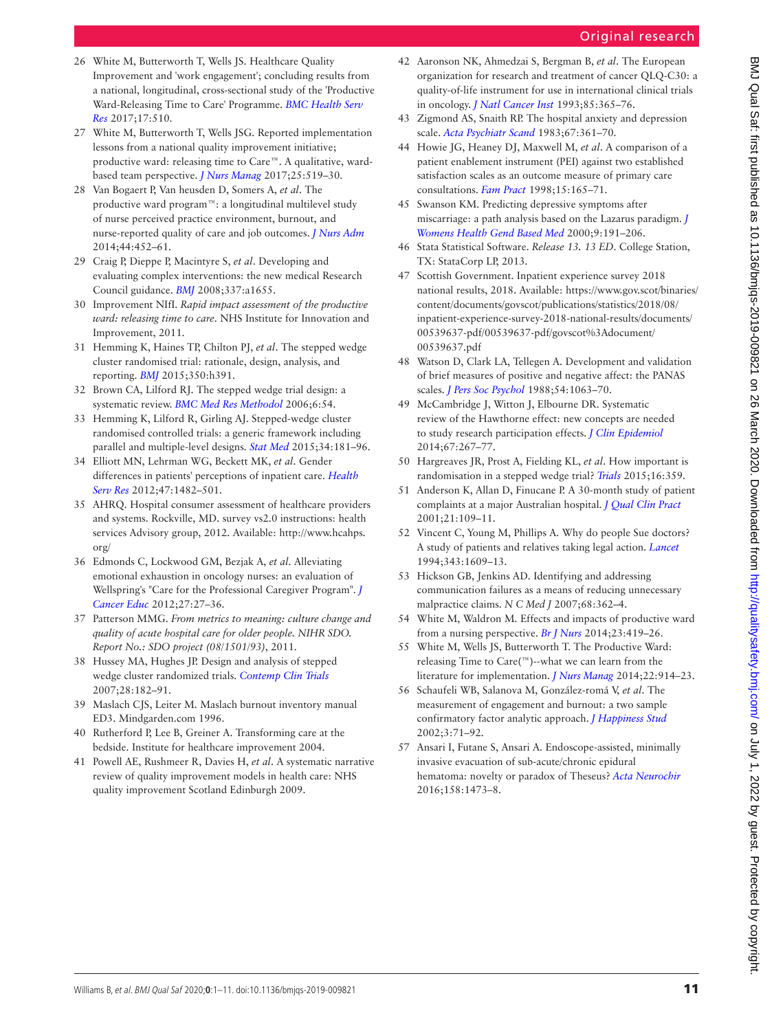26 White M, Butterworth T, Wells JS. Healthcare Quality Improvement and 'work engagement'; concluding results from a national, longitudinal, cross-sectional study of the 'Productive Ward-Releasing Time to Care' Programme. *BMC Health Serv Res* 2017;17:510.

27 White M, Butterworth T, Wells JSG. Reported implementation lessons from a national quality improvement initiative; productive ward: releasing time to Care™. A qualitative, ward-based team perspective. *J Nurs Manag* 2017;25:519–30.

28 Van Bogaert P, Van heusden D, Somers A, *et al*. The productive ward program™: a longitudinal multilevel study of nurse perceived practice environment, burnout, and nurse-reported quality of care and job outcomes. *J Nurs Adm* 2014;44:452–61.

29 Craig P, Dieppe P, Macintyre S, *et al*. Developing and evaluating complex interventions: the new medical Research Council guidance. *BMJ* 2008;337:a1655.

30 Improvement NIfI. *Rapid impact assessment of the productive ward: releasing time to care*. NHS Institute for Innovation and Improvement, 2011.

31 Hemming K, Haines TP, Chilton PJ, *et al*. The stepped wedge cluster randomised trial: rationale, design, analysis, and reporting. *BMJ* 2015;350:h391.

32 Brown CA, Lilford RJ. The stepped wedge trial design: a systematic review. *BMC Med Res Methodol* 2006;6:54.

33 Hemming K, Lilford R, Girling AJ. Stepped-wedge cluster randomised controlled trials: a generic framework including parallel and multiple-level designs. *Stat Med* 2015;34:181–96.

34 Elliott MN, Lehrman WG, Beckett MK, *et al*. Gender differences in patients' perceptions of inpatient care. *Health Serv Res* 2012;47:1482–501.

35 AHRQ. Hospital consumer assessment of healthcare providers and systems. Rockville, MD. survey vs2.0 instructions: health services Advisory group, 2012. Available: http://www.hcahps.org/

36 Edmonds C, Lockwood GM, Bezjak A, *et al*. Alleviating emotional exhaustion in oncology nurses: an evaluation of Wellspring's "Care for the Professional Caregiver Program". *J Cancer Educ* 2012;27:27–36.

37 Patterson MMG. *From metrics to meaning: culture change and quality of acute hospital care for older people. NIHR SDO. Report No.: SDO project (08/1501/93)*, 2011.

38 Hussey MA, Hughes JP. Design and analysis of stepped wedge cluster randomized trials. *Contemp Clin Trials* 2007;28:182–91.

39 Maslach CJS, Leiter M. Maslach burnout inventory manual ED3. Mindgarden.com 1996.

40 Rutherford P, Lee B, Greiner A. Transforming care at the bedside. Institute for healthcare improvement 2004.

41 Powell AE, Rushmeer R, Davies H, *et al*. A systematic narrative review of quality improvement models in health care: NHS quality improvement Scotland Edinburgh 2009.

42 Aaronson NK, Ahmedzai S, Bergman B, *et al*. The European organization for research and treatment of cancer QLQ-C30: a quality-of-life instrument for use in international clinical trials in oncology. *J Natl Cancer Inst* 1993;85:365–76.

43 Zigmond AS, Snaith RP. The hospital anxiety and depression scale. *Acta Psychiatr Scand* 1983;67:361–70.

44 Howie JG, Heaney DJ, Maxwell M, *et al*. A comparison of a patient enablement instrument (PEI) against two established satisfaction scales as an outcome measure of primary care consultations. *Fam Pract* 1998;15:165–71.

45 Swanson KM. Predicting depressive symptoms after miscarriage: a path analysis based on the Lazarus paradigm. *J Womens Health Gend Based Med* 2000;9:191–206.

46 Stata Statistical Software. *Release 13. 13 ED*. College Station, TX: StataCorp LP, 2013.

47 Scottish Government. Inpatient experience survey 2018 national results, 2018. Available: https://www.gov.scot/binaries/content/documents/govscot/publications/statistics/2018/08/inpatient-experience-survey-2018-national-results/documents/00539637-pdf/00539637-pdf/govscot%3Adocument/00539637.pdf

48 Watson D, Clark LA, Tellegen A. Development and validation of brief measures of positive and negative affect: the PANAS scales. *J Pers Soc Psychol* 1988;54:1063–70.

49 McCambridge J, Witton J, Elbourne DR. Systematic review of the Hawthorne effect: new concepts are needed to study research participation effects. *J Clin Epidemiol* 2014;67:267–77.

50 Hargreaves JR, Prost A, Fielding KL, *et al*. How important is randomisation in a stepped wedge trial? *Trials* 2015;16:359.

51 Anderson K, Allan D, Finucane P. A 30-month study of patient complaints at a major Australian hospital. *J Qual Clin Pract* 2001;21:109–11.

52 Vincent C, Young M, Phillips A. Why do people Sue doctors? A study of patients and relatives taking legal action. *Lancet* 1994;343:1609–13.

53 Hickson GB, Jenkins AD. Identifying and addressing communication failures as a means of reducing unnecessary malpractice claims. *N C Med J* 2007;68:362–4.

54 White M, Waldron M. Effects and impacts of productive ward from a nursing perspective. *Br J Nurs* 2014;23:419–26.

55 White M, Wells JS, Butterworth T. The Productive Ward: releasing Time to Care(™)--what we can learn from the literature for implementation. *J Nurs Manag* 2014;22:914–23.

56 Schaufeli WB, Salanova M, González-romá V, *et al*. The measurement of engagement and burnout: a two sample confirmatory factor analytic approach. *J Happiness Stud* 2002;3:71–92.

57 Ansari I, Futane S, Ansari A. Endoscope-assisted, minimally invasive evacuation of sub-acute/chronic epidural hematoma: novelty or paradox of Theseus? *Acta Neurochir* 2016;158:1473–8.